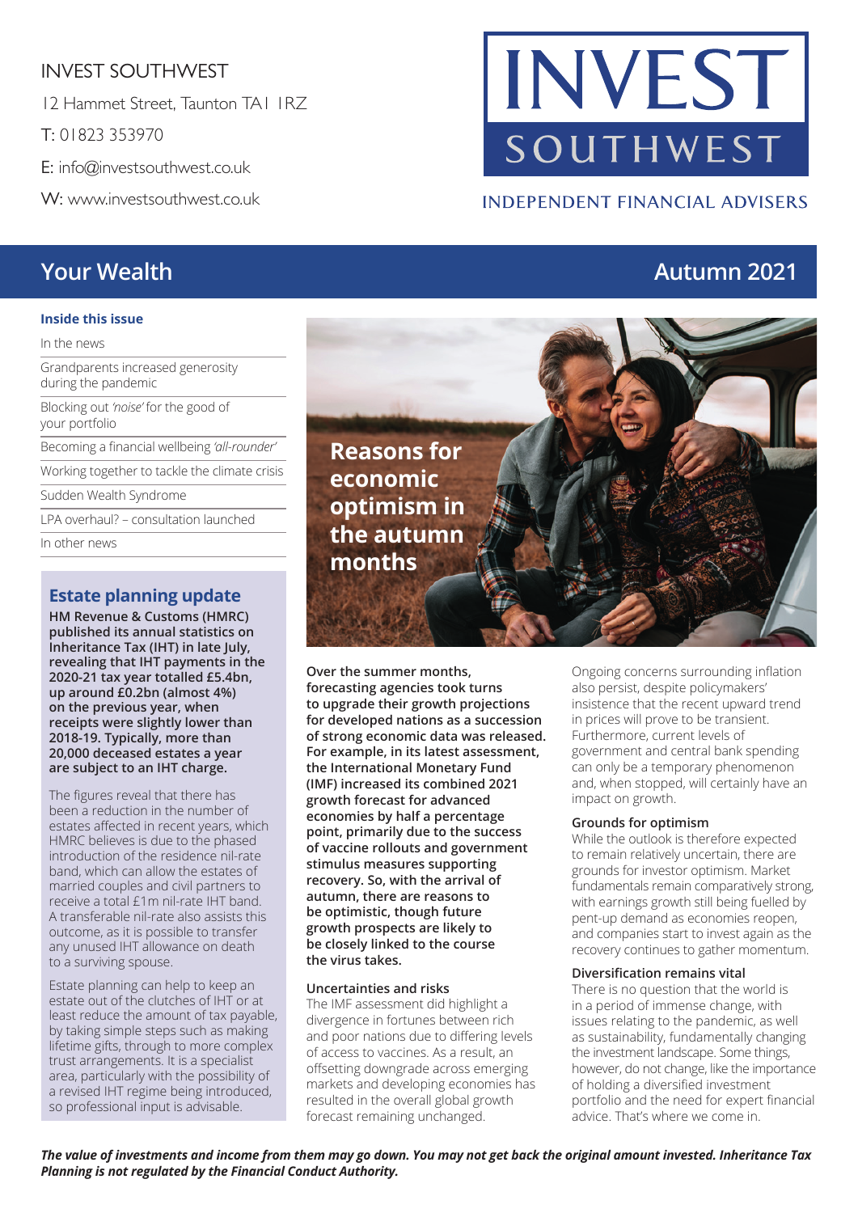INVEST SOUTHWEST

12 Hammet Street, Taunton TA1 1RZ

T: 01823 353970

E: info@investsouthwest.co.uk

W: www.investsouthwest.co.uk

INVEST SOUTHWEST

INDEPENDENT FINANCIAL ADVISERS

# Your Wealth — Autumn 2021

**Inside this issue**

- In the news
- Grandparents increased generosity during the pandemic
- Blocking out *'noise'* for the good of your portfolio
- Becoming a financial wellbeing *'all-rounder'*
- Working together to tackle the climate crisis
- Sudden Wealth Syndrome
- LPA overhaul? – consultation launched
- In other news

## Estate planning update

**HM Revenue & Customs (HMRC) published its annual statistics on Inheritance Tax (IHT) in late July, revealing that IHT payments in the 2020-21 tax year totalled £5.4bn, up around £0.2bn (almost 4%) on the previous year, when receipts were slightly lower than 2018-19. Typically, more than 20,000 deceased estates a year are subject to an IHT charge.**

The figures reveal that there has been a reduction in the number of estates affected in recent years, which HMRC believes is due to the phased introduction of the residence nil-rate band, which can allow the estates of married couples and civil partners to receive a total £1m nil-rate IHT band. A transferable nil-rate also assists this outcome, as it is possible to transfer any unused IHT allowance on death to a surviving spouse.

Estate planning can help to keep an estate out of the clutches of IHT or at least reduce the amount of tax payable, by taking simple steps such as making lifetime gifts, through to more complex trust arrangements. It is a specialist area, particularly with the possibility of a revised IHT regime being introduced, so professional input is advisable.

## Reasons for economic optimism in the autumn months

**Over the summer months, forecasting agencies took turns to upgrade their growth projections for developed nations as a succession of strong economic data was released. For example, in its latest assessment, the International Monetary Fund (IMF) increased its combined 2021 growth forecast for advanced economies by half a percentage point, primarily due to the success of vaccine rollouts and government stimulus measures supporting recovery. So, with the arrival of autumn, there are reasons to be optimistic, though future growth prospects are likely to be closely linked to the course the virus takes.**

### Uncertainties and risks

The IMF assessment did highlight a divergence in fortunes between rich and poor nations due to differing levels of access to vaccines. As a result, an offsetting downgrade across emerging markets and developing economies has resulted in the overall global growth forecast remaining unchanged.

Ongoing concerns surrounding inflation also persist, despite policymakers' insistence that the recent upward trend in prices will prove to be transient. Furthermore, current levels of government and central bank spending can only be a temporary phenomenon and, when stopped, will certainly have an impact on growth.

### Grounds for optimism

While the outlook is therefore expected to remain relatively uncertain, there are grounds for investor optimism. Market fundamentals remain comparatively strong, with earnings growth still being fuelled by pent-up demand as economies reopen, and companies start to invest again as the recovery continues to gather momentum.

### Diversification remains vital

There is no question that the world is in a period of immense change, with issues relating to the pandemic, as well as sustainability, fundamentally changing the investment landscape. Some things, however, do not change, like the importance of holding a diversified investment portfolio and the need for expert financial advice. That's where we come in.

***The value of investments and income from them may go down. You may not get back the original amount invested. Inheritance Tax Planning is not regulated by the Financial Conduct Authority.***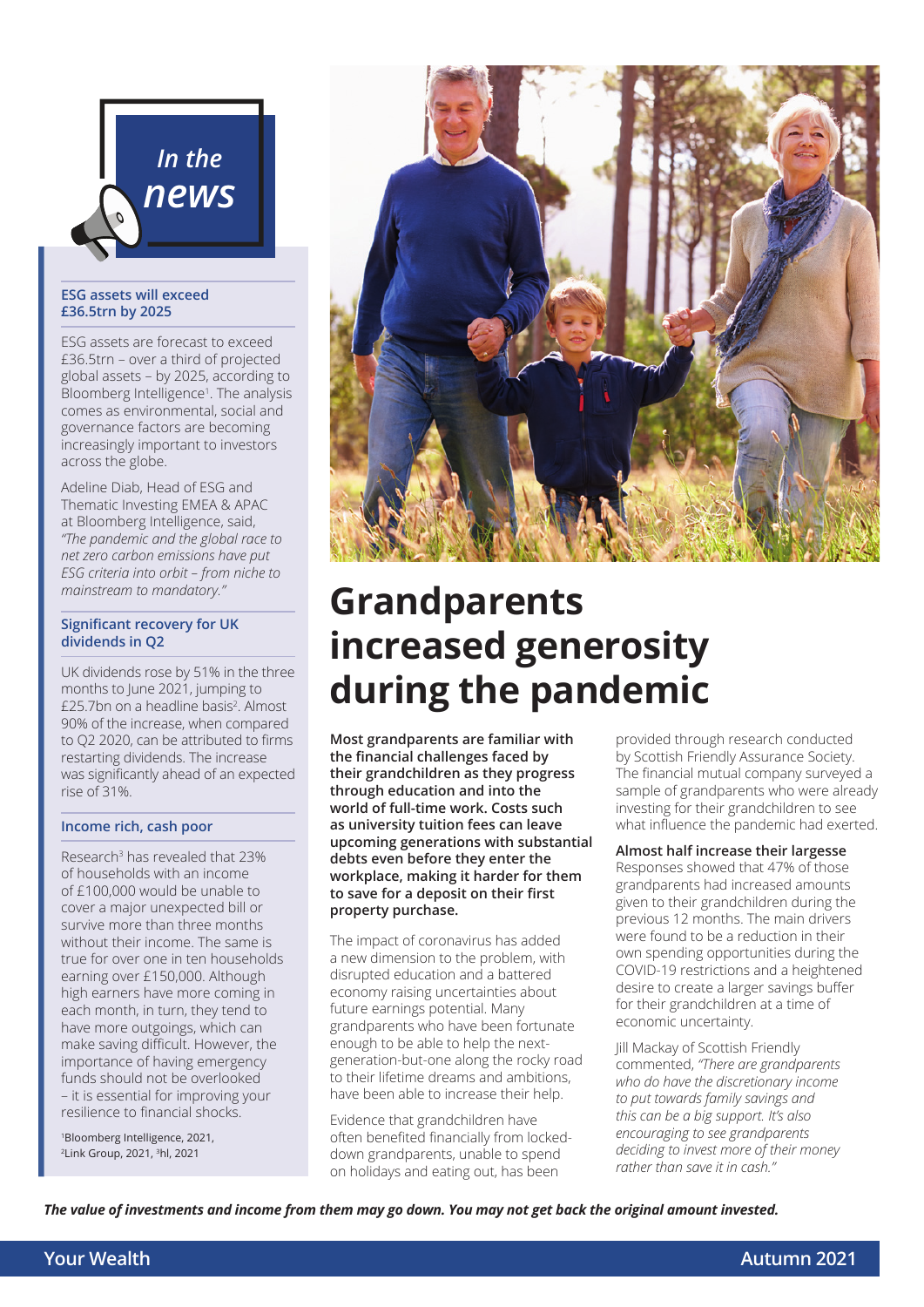## In the news

### ESG assets will exceed £36.5trn by 2025

ESG assets are forecast to exceed £36.5trn – over a third of projected global assets – by 2025, according to Bloomberg Intelligence[1]. The analysis comes as environmental, social and governance factors are becoming increasingly important to investors across the globe.

Adeline Diab, Head of ESG and Thematic Investing EMEA & APAC at Bloomberg Intelligence, said, *"The pandemic and the global race to net zero carbon emissions have put ESG criteria into orbit – from niche to mainstream to mandatory."*

### Significant recovery for UK dividends in Q2

UK dividends rose by 51% in the three months to June 2021, jumping to £25.7bn on a headline basis[2]. Almost 90% of the increase, when compared to Q2 2020, can be attributed to firms restarting dividends. The increase was significantly ahead of an expected rise of 31%.

### Income rich, cash poor

Research[3] has revealed that 23% of households with an income of £100,000 would be unable to cover a major unexpected bill or survive more than three months without their income. The same is true for over one in ten households earning over £150,000. Although high earners have more coming in each month, in turn, they tend to have more outgoings, which can make saving difficult. However, the importance of having emergency funds should not be overlooked – it is essential for improving your resilience to financial shocks.

[1]Bloomberg Intelligence, 2021, [2]Link Group, 2021, [3]hl, 2021

# Grandparents increased generosity during the pandemic

**Most grandparents are familiar with the financial challenges faced by their grandchildren as they progress through education and into the world of full-time work. Costs such as university tuition fees can leave upcoming generations with substantial debts even before they enter the workplace, making it harder for them to save for a deposit on their first property purchase.**

The impact of coronavirus has added a new dimension to the problem, with disrupted education and a battered economy raising uncertainties about future earnings potential. Many grandparents who have been fortunate enough to be able to help the next-generation-but-one along the rocky road to their lifetime dreams and ambitions, have been able to increase their help.

Evidence that grandchildren have often benefited financially from locked-down grandparents, unable to spend on holidays and eating out, has been provided through research conducted by Scottish Friendly Assurance Society. The financial mutual company surveyed a sample of grandparents who were already investing for their grandchildren to see what influence the pandemic had exerted.

### Almost half increase their largesse

Responses showed that 47% of those grandparents had increased amounts given to their grandchildren during the previous 12 months. The main drivers were found to be a reduction in their own spending opportunities during the COVID-19 restrictions and a heightened desire to create a larger savings buffer for their grandchildren at a time of economic uncertainty.

Jill Mackay of Scottish Friendly commented, *"There are grandparents who do have the discretionary income to put towards family savings and this can be a big support. It's also encouraging to see grandparents deciding to invest more of their money rather than save it in cash."*

***The value of investments and income from them may go down. You may not get back the original amount invested.***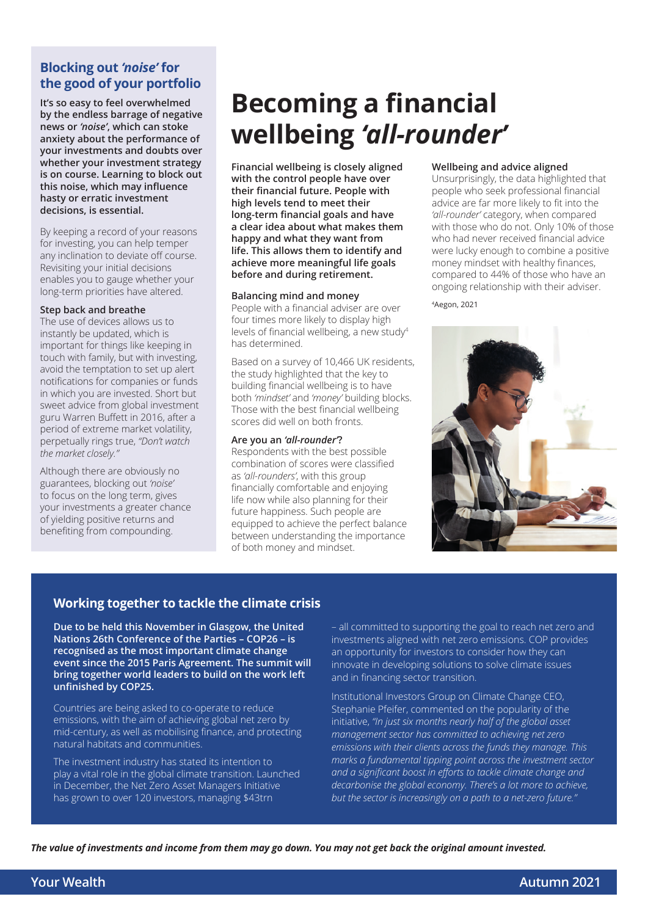## Blocking out *'noise'* for the good of your portfolio

**It's so easy to feel overwhelmed by the endless barrage of negative news or *'noise'*, which can stoke anxiety about the performance of your investments and doubts over whether your investment strategy is on course. Learning to block out this noise, which may influence hasty or erratic investment decisions, is essential.**

By keeping a record of your reasons for investing, you can help temper any inclination to deviate off course. Revisiting your initial decisions enables you to gauge whether your long-term priorities have altered.

### Step back and breathe

The use of devices allows us to instantly be updated, which is important for things like keeping in touch with family, but with investing, avoid the temptation to set up alert notifications for companies or funds in which you are invested. Short but sweet advice from global investment guru Warren Buffett in 2016, after a period of extreme market volatility, perpetually rings true, *"Don't watch the market closely."*

Although there are obviously no guarantees, blocking out *'noise'* to focus on the long term, gives your investments a greater chance of yielding positive returns and benefiting from compounding.

# Becoming a financial wellbeing *'all-rounder'*

**Financial wellbeing is closely aligned with the control people have over their financial future. People with high levels tend to meet their long-term financial goals and have a clear idea about what makes them happy and what they want from life. This allows them to identify and achieve more meaningful life goals before and during retirement.**

### Balancing mind and money

People with a financial adviser are over four times more likely to display high levels of financial wellbeing, a new study[4] has determined.

Based on a survey of 10,466 UK residents, the study highlighted that the key to building financial wellbeing is to have both *'mindset'* and *'money'* building blocks. Those with the best financial wellbeing scores did well on both fronts.

### Are you an *'all-rounder'*?

Respondents with the best possible combination of scores were classified as *'all-rounders'*, with this group financially comfortable and enjoying life now while also planning for their future happiness. Such people are equipped to achieve the perfect balance between understanding the importance of both money and mindset.

### Wellbeing and advice aligned

Unsurprisingly, the data highlighted that people who seek professional financial advice are far more likely to fit into the *'all-rounder'* category, when compared with those who do not. Only 10% of those who had never received financial advice were lucky enough to combine a positive money mindset with healthy finances, compared to 44% of those who have an ongoing relationship with their adviser.

[4]Aegon, 2021

## Working together to tackle the climate crisis

**Due to be held this November in Glasgow, the United Nations 26th Conference of the Parties – COP26 – is recognised as the most important climate change event since the 2015 Paris Agreement. The summit will bring together world leaders to build on the work left unfinished by COP25.**

Countries are being asked to co-operate to reduce emissions, with the aim of achieving global net zero by mid-century, as well as mobilising finance, and protecting natural habitats and communities.

The investment industry has stated its intention to play a vital role in the global climate transition. Launched in December, the Net Zero Asset Managers Initiative has grown to over 120 investors, managing $43trn – all committed to supporting the goal to reach net zero and investments aligned with net zero emissions. COP provides an opportunity for investors to consider how they can innovate in developing solutions to solve climate issues and in financing sector transition.

Institutional Investors Group on Climate Change CEO, Stephanie Pfeifer, commented on the popularity of the initiative, *"In just six months nearly half of the global asset management sector has committed to achieving net zero emissions with their clients across the funds they manage. This marks a fundamental tipping point across the investment sector and a significant boost in efforts to tackle climate change and decarbonise the global economy. There's a lot more to achieve, but the sector is increasingly on a path to a net-zero future."*

***The value of investments and income from them may go down. You may not get back the original amount invested.***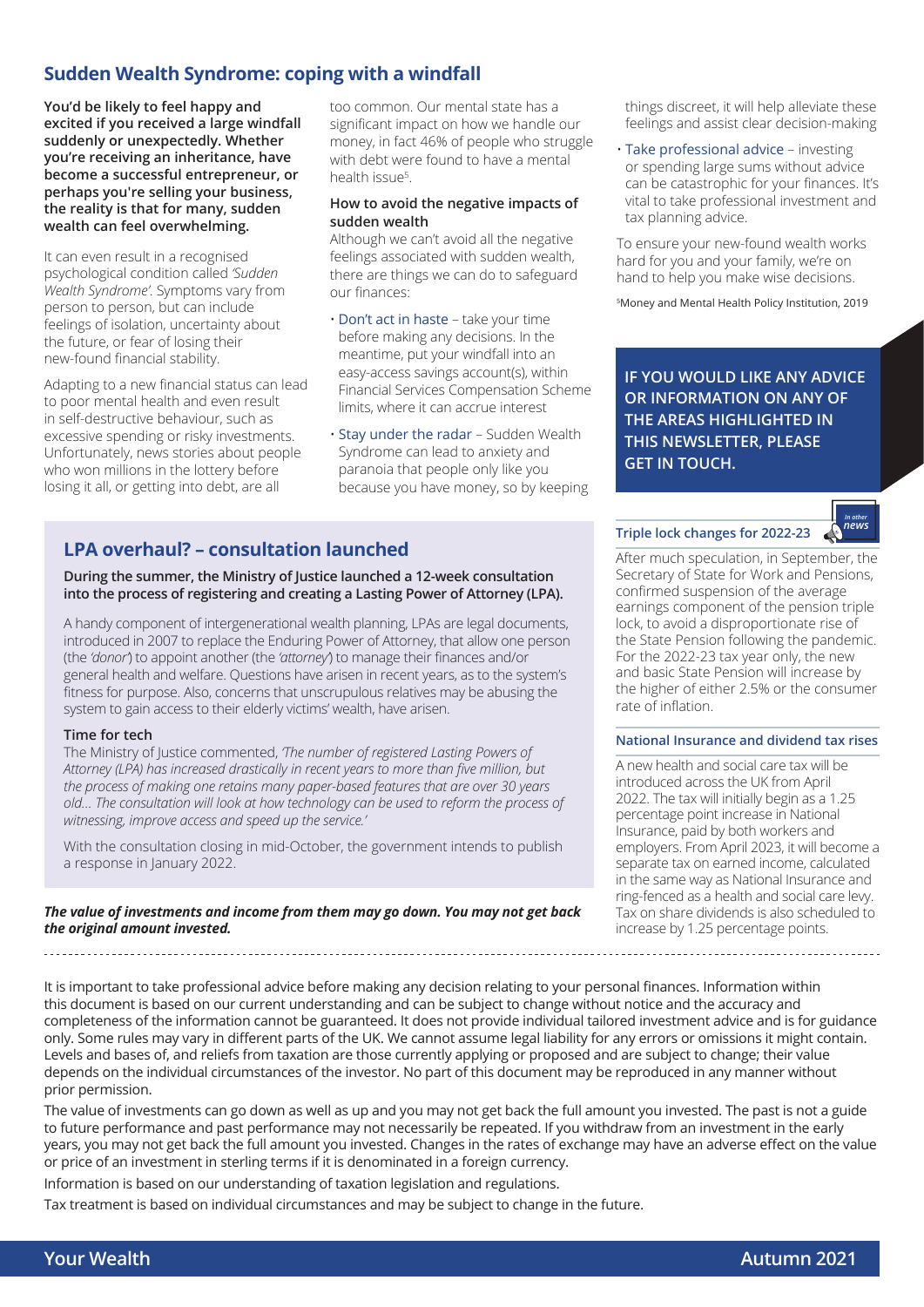## Sudden Wealth Syndrome: coping with a windfall

**You'd be likely to feel happy and excited if you received a large windfall suddenly or unexpectedly. Whether you're receiving an inheritance, have become a successful entrepreneur, or perhaps you're selling your business, the reality is that for many, sudden wealth can feel overwhelming.**

It can even result in a recognised psychological condition called *'Sudden Wealth Syndrome'*. Symptoms vary from person to person, but can include feelings of isolation, uncertainty about the future, or fear of losing their new-found financial stability.

Adapting to a new financial status can lead to poor mental health and even result in self-destructive behaviour, such as excessive spending or risky investments. Unfortunately, news stories about people who won millions in the lottery before losing it all, or getting into debt, are all too common. Our mental state has a significant impact on how we handle our money, in fact 46% of people who struggle with debt were found to have a mental health issue[5].

### How to avoid the negative impacts of sudden wealth

Although we can't avoid all the negative feelings associated with sudden wealth, there are things we can do to safeguard our finances:

- Don't act in haste – take your time before making any decisions. In the meantime, put your windfall into an easy-access savings account(s), within Financial Services Compensation Scheme limits, where it can accrue interest
- Stay under the radar – Sudden Wealth Syndrome can lead to anxiety and paranoia that people only like you because you have money, so by keeping things discreet, it will help alleviate these feelings and assist clear decision-making
- Take professional advice – investing or spending large sums without advice can be catastrophic for your finances. It's vital to take professional investment and tax planning advice.

To ensure your new-found wealth works hard for you and your family, we're on hand to help you make wise decisions.

[5]Money and Mental Health Policy Institution, 2019

**IF YOU WOULD LIKE ANY ADVICE OR INFORMATION ON ANY OF THE AREAS HIGHLIGHTED IN THIS NEWSLETTER, PLEASE GET IN TOUCH.**

## LPA overhaul? – consultation launched

**During the summer, the Ministry of Justice launched a 12-week consultation into the process of registering and creating a Lasting Power of Attorney (LPA).**

A handy component of intergenerational wealth planning, LPAs are legal documents, introduced in 2007 to replace the Enduring Power of Attorney, that allow one person (the *'donor'*) to appoint another (the *'attorney'*) to manage their finances and/or general health and welfare. Questions have arisen in recent years, as to the system's fitness for purpose. Also, concerns that unscrupulous relatives may be abusing the system to gain access to their elderly victims' wealth, have arisen.

### Time for tech

The Ministry of Justice commented, *'The number of registered Lasting Powers of Attorney (LPA) has increased drastically in recent years to more than five million, but the process of making one retains many paper-based features that are over 30 years old... The consultation will look at how technology can be used to reform the process of witnessing, improve access and speed up the service.'*

With the consultation closing in mid-October, the government intends to publish a response in January 2022.

***The value of investments and income from them may go down. You may not get back the original amount invested.***

*In other news*

### Triple lock changes for 2022-23

After much speculation, in September, the Secretary of State for Work and Pensions, confirmed suspension of the average earnings component of the pension triple lock, to avoid a disproportionate rise of the State Pension following the pandemic. For the 2022-23 tax year only, the new and basic State Pension will increase by the higher of either 2.5% or the consumer rate of inflation.

### National Insurance and dividend tax rises

A new health and social care tax will be introduced across the UK from April 2022. The tax will initially begin as a 1.25 percentage point increase in National Insurance, paid by both workers and employers. From April 2023, it will become a separate tax on earned income, calculated in the same way as National Insurance and ring-fenced as a health and social care levy. Tax on share dividends is also scheduled to increase by 1.25 percentage points.

---

It is important to take professional advice before making any decision relating to your personal finances. Information within this document is based on our current understanding and can be subject to change without notice and the accuracy and completeness of the information cannot be guaranteed. It does not provide individual tailored investment advice and is for guidance only. Some rules may vary in different parts of the UK. We cannot assume legal liability for any errors or omissions it might contain. Levels and bases of, and reliefs from taxation are those currently applying or proposed and are subject to change; their value depends on the individual circumstances of the investor. No part of this document may be reproduced in any manner without prior permission.

The value of investments can go down as well as up and you may not get back the full amount you invested. The past is not a guide to future performance and past performance may not necessarily be repeated. If you withdraw from an investment in the early years, you may not get back the full amount you invested. Changes in the rates of exchange may have an adverse effect on the value or price of an investment in sterling terms if it is denominated in a foreign currency.

Information is based on our understanding of taxation legislation and regulations.

Tax treatment is based on individual circumstances and may be subject to change in the future.